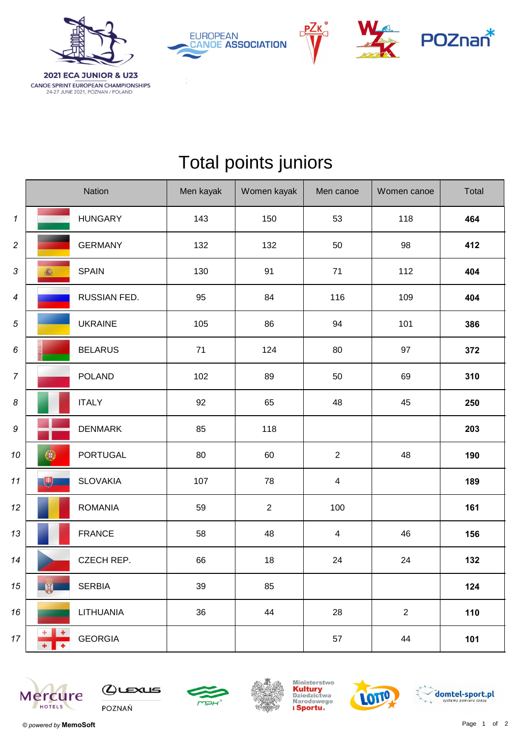2021 ECA JUNIOR & U23
CANOE SPRINT EUROPEAN CHAMPIONSHIPS
24-27 JUNE 2021, POZNAN / POLAND

# Total points juniors

| | Nation | Men kayak | Women kayak | Men canoe | Women canoe | Total |
|---|---|---|---|---|---|---|
| *1* | HUNGARY | 143 | 150 | 53 | 118 | **464** |
| *2* | GERMANY | 132 | 132 | 50 | 98 | **412** |
| *3* | SPAIN | 130 | 91 | 71 | 112 | **404** |
| *4* | RUSSIAN FED. | 95 | 84 | 116 | 109 | **404** |
| *5* | UKRAINE | 105 | 86 | 94 | 101 | **386** |
| *6* | BELARUS | 71 | 124 | 80 | 97 | **372** |
| *7* | POLAND | 102 | 89 | 50 | 69 | **310** |
| *8* | ITALY | 92 | 65 | 48 | 45 | **250** |
| *9* | DENMARK | 85 | 118 | | | **203** |
| *10* | PORTUGAL | 80 | 60 | 2 | 48 | **190** |
| *11* | SLOVAKIA | 107 | 78 | 4 | | **189** |
| *12* | ROMANIA | 59 | 2 | 100 | | **161** |
| *13* | FRANCE | 58 | 48 | 4 | 46 | **156** |
| *14* | CZECH REP. | 66 | 18 | 24 | 24 | **132** |
| *15* | SERBIA | 39 | 85 | | | **124** |
| *16* | LITHUANIA | 36 | 44 | 28 | 2 | **110** |
| *17* | GEORGIA | | | 57 | 44 | **101** |

© *powered by* **MemoSoft**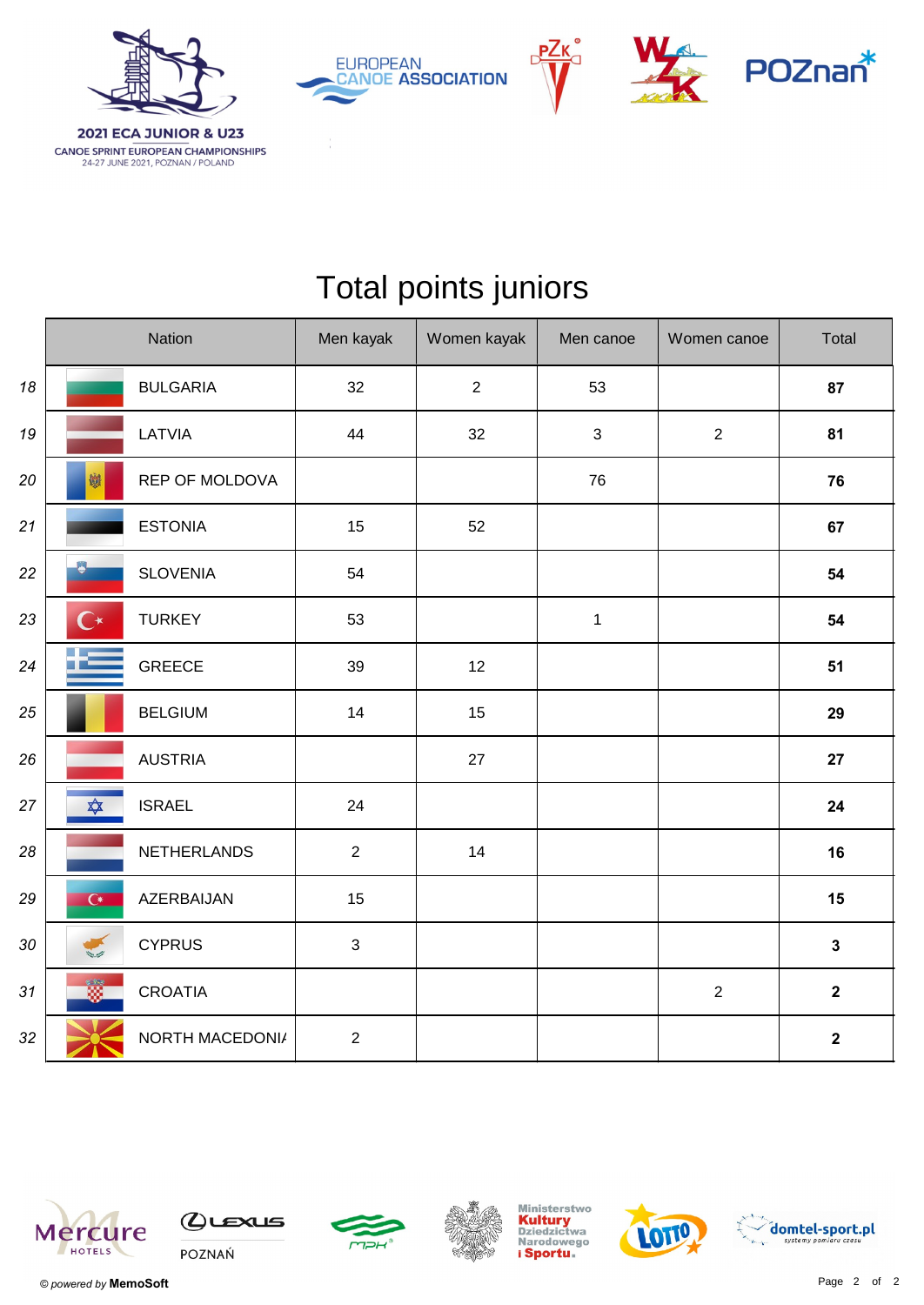2021 ECA JUNIOR & U23
CANOE SPRINT EUROPEAN CHAMPIONSHIPS
24-27 JUNE 2021, POZNAN / POLAND

# Total points juniors

| | Nation | Men kayak | Women kayak | Men canoe | Women canoe | Total |
|---|---|---|---|---|---|---|
| 18 | BULGARIA | 32 | 2 | 53 | | **87** |
| 19 | LATVIA | 44 | 32 | 3 | 2 | **81** |
| 20 | REP OF MOLDOVA | | | 76 | | **76** |
| 21 | ESTONIA | 15 | 52 | | | **67** |
| 22 | SLOVENIA | 54 | | | | **54** |
| 23 | TURKEY | 53 | | 1 | | **54** |
| 24 | GREECE | 39 | 12 | | | **51** |
| 25 | BELGIUM | 14 | 15 | | | **29** |
| 26 | AUSTRIA | | 27 | | | **27** |
| 27 | ISRAEL | 24 | | | | **24** |
| 28 | NETHERLANDS | 2 | 14 | | | **16** |
| 29 | AZERBAIJAN | 15 | | | | **15** |
| 30 | CYPRUS | 3 | | | | **3** |
| 31 | CROATIA | | | | 2 | **2** |
| 32 | NORTH MACEDONI/ | 2 | | | | **2** |

© powered by **MemoSoft**